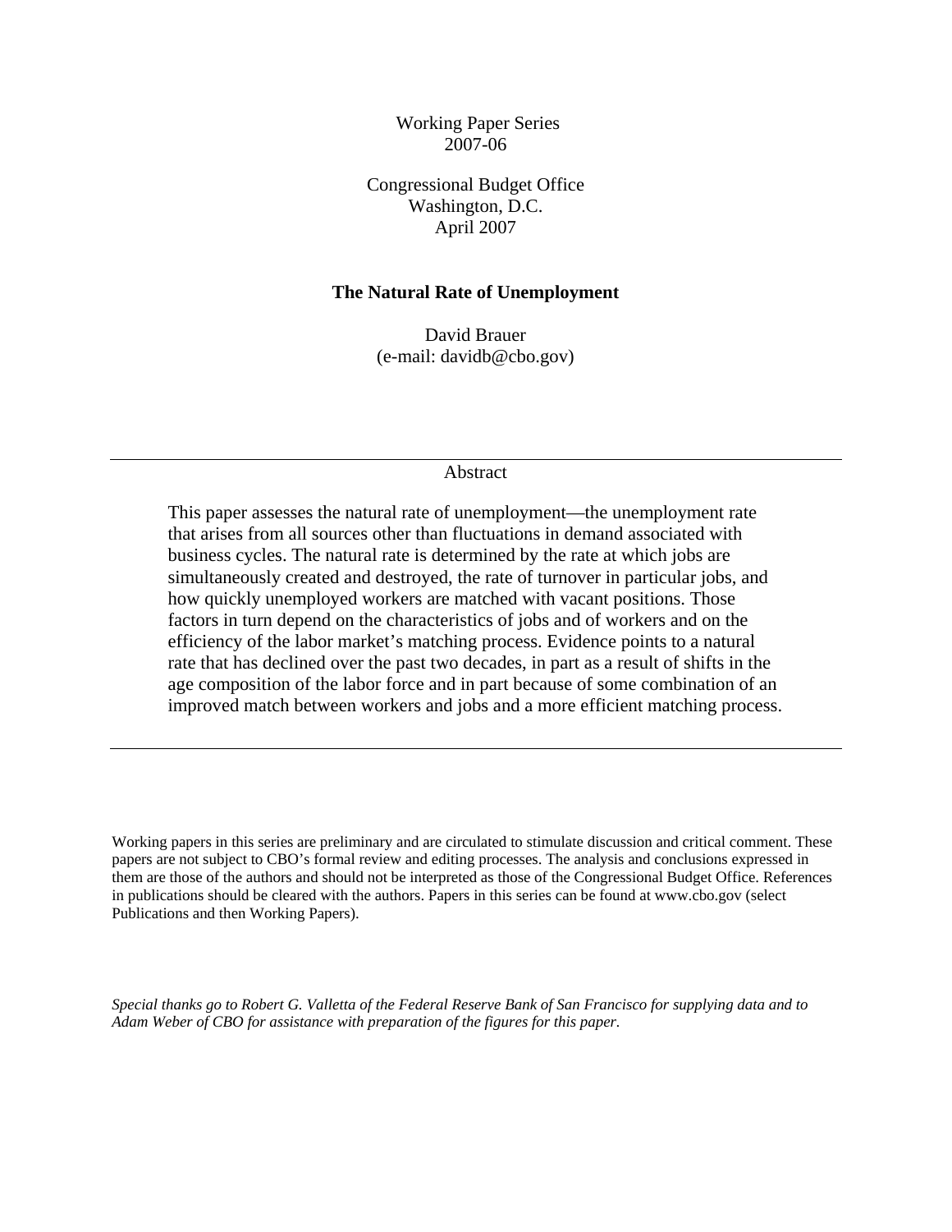Working Paper Series
2007-06

Congressional Budget Office
Washington, D.C.
April 2007

# The Natural Rate of Unemployment

David Brauer
(e-mail: davidb@cbo.gov)

---

## Abstract

This paper assesses the natural rate of unemployment—the unemployment rate that arises from all sources other than fluctuations in demand associated with business cycles. The natural rate is determined by the rate at which jobs are simultaneously created and destroyed, the rate of turnover in particular jobs, and how quickly unemployed workers are matched with vacant positions. Those factors in turn depend on the characteristics of jobs and of workers and on the efficiency of the labor market's matching process. Evidence points to a natural rate that has declined over the past two decades, in part as a result of shifts in the age composition of the labor force and in part because of some combination of an improved match between workers and jobs and a more efficient matching process.

---

Working papers in this series are preliminary and are circulated to stimulate discussion and critical comment. These papers are not subject to CBO's formal review and editing processes. The analysis and conclusions expressed in them are those of the authors and should not be interpreted as those of the Congressional Budget Office. References in publications should be cleared with the authors. Papers in this series can be found at www.cbo.gov (select Publications and then Working Papers).

*Special thanks go to Robert G. Valletta of the Federal Reserve Bank of San Francisco for supplying data and to Adam Weber of CBO for assistance with preparation of the figures for this paper.*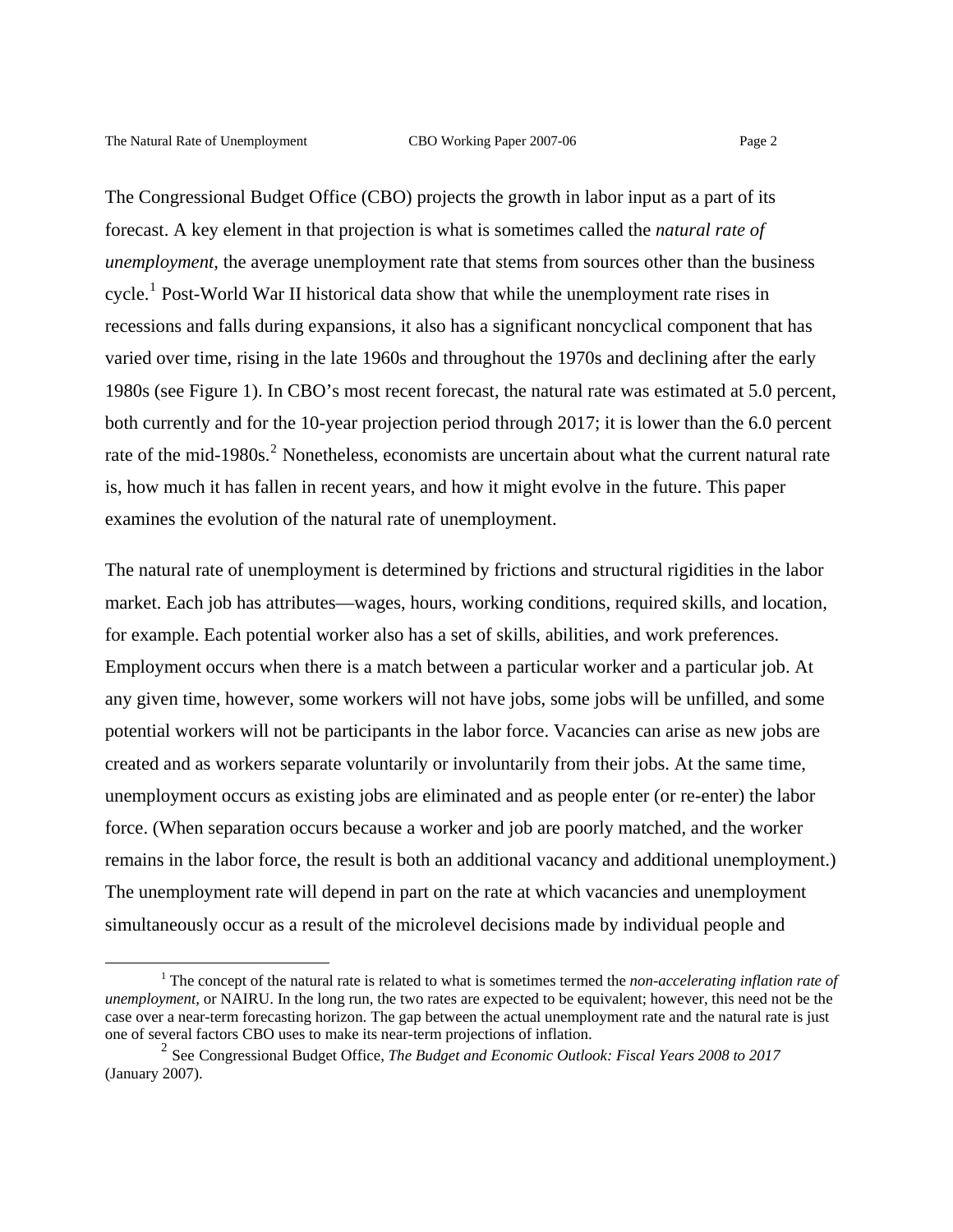The Congressional Budget Office (CBO) projects the growth in labor input as a part of its forecast. A key element in that projection is what is sometimes called the *natural rate of unemployment*, the average unemployment rate that stems from sources other than the business cycle.[1] Post-World War II historical data show that while the unemployment rate rises in recessions and falls during expansions, it also has a significant noncyclical component that has varied over time, rising in the late 1960s and throughout the 1970s and declining after the early 1980s (see Figure 1). In CBO's most recent forecast, the natural rate was estimated at 5.0 percent, both currently and for the 10-year projection period through 2017; it is lower than the 6.0 percent rate of the mid-1980s.[2] Nonetheless, economists are uncertain about what the current natural rate is, how much it has fallen in recent years, and how it might evolve in the future. This paper examines the evolution of the natural rate of unemployment.

The natural rate of unemployment is determined by frictions and structural rigidities in the labor market. Each job has attributes—wages, hours, working conditions, required skills, and location, for example. Each potential worker also has a set of skills, abilities, and work preferences. Employment occurs when there is a match between a particular worker and a particular job. At any given time, however, some workers will not have jobs, some jobs will be unfilled, and some potential workers will not be participants in the labor force. Vacancies can arise as new jobs are created and as workers separate voluntarily or involuntarily from their jobs. At the same time, unemployment occurs as existing jobs are eliminated and as people enter (or re-enter) the labor force. (When separation occurs because a worker and job are poorly matched, and the worker remains in the labor force, the result is both an additional vacancy and additional unemployment.) The unemployment rate will depend in part on the rate at which vacancies and unemployment simultaneously occur as a result of the microlevel decisions made by individual people and

---

[1] The concept of the natural rate is related to what is sometimes termed the *non-accelerating inflation rate of unemployment,* or NAIRU. In the long run, the two rates are expected to be equivalent; however, this need not be the case over a near-term forecasting horizon. The gap between the actual unemployment rate and the natural rate is just one of several factors CBO uses to make its near-term projections of inflation.

[2] See Congressional Budget Office, *The Budget and Economic Outlook: Fiscal Years 2008 to 2017* (January 2007).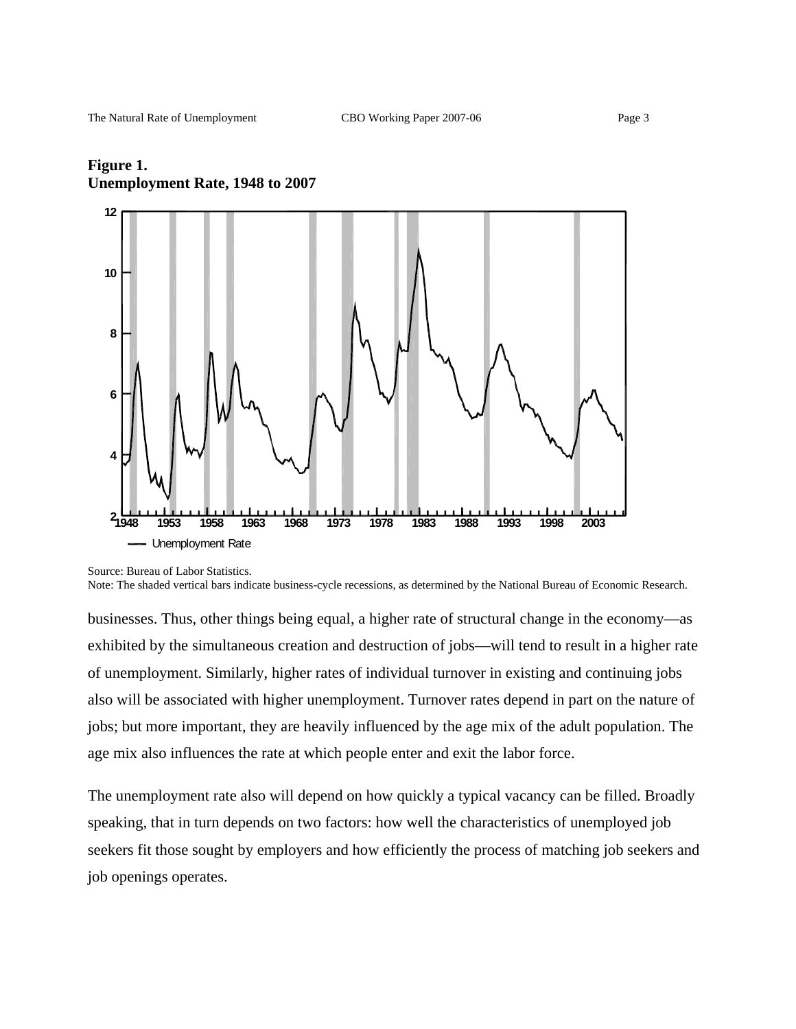**Figure 1.**
**Unemployment Rate, 1948 to 2007**

Source: Bureau of Labor Statistics.
Note: The shaded vertical bars indicate business-cycle recessions, as determined by the National Bureau of Economic Research.

businesses. Thus, other things being equal, a higher rate of structural change in the economy—as exhibited by the simultaneous creation and destruction of jobs—will tend to result in a higher rate of unemployment. Similarly, higher rates of individual turnover in existing and continuing jobs also will be associated with higher unemployment. Turnover rates depend in part on the nature of jobs; but more important, they are heavily influenced by the age mix of the adult population. The age mix also influences the rate at which people enter and exit the labor force.

The unemployment rate also will depend on how quickly a typical vacancy can be filled. Broadly speaking, that in turn depends on two factors: how well the characteristics of unemployed job seekers fit those sought by employers and how efficiently the process of matching job seekers and job openings operates.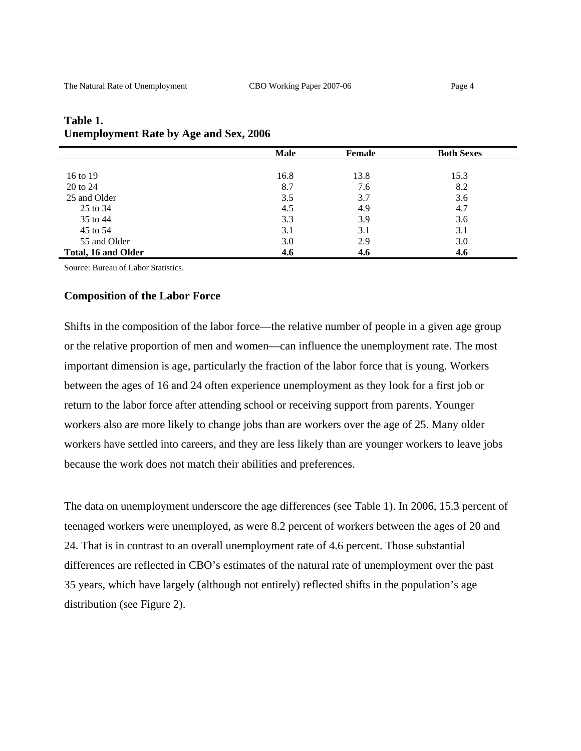**Table 1.**
**Unemployment Rate by Age and Sex, 2006**

| | Male | Female | Both Sexes |
|---|---|---|---|
| 16 to 19 | 16.8 | 13.8 | 15.3 |
| 20 to 24 | 8.7 | 7.6 | 8.2 |
| 25 and Older | 3.5 | 3.7 | 3.6 |
| 25 to 34 | 4.5 | 4.9 | 4.7 |
| 35 to 44 | 3.3 | 3.9 | 3.6 |
| 45 to 54 | 3.1 | 3.1 | 3.1 |
| 55 and Older | 3.0 | 2.9 | 3.0 |
| **Total, 16 and Older** | **4.6** | **4.6** | **4.6** |

Source: Bureau of Labor Statistics.

### Composition of the Labor Force

Shifts in the composition of the labor force—the relative number of people in a given age group or the relative proportion of men and women—can influence the unemployment rate. The most important dimension is age, particularly the fraction of the labor force that is young. Workers between the ages of 16 and 24 often experience unemployment as they look for a first job or return to the labor force after attending school or receiving support from parents. Younger workers also are more likely to change jobs than are workers over the age of 25. Many older workers have settled into careers, and they are less likely than are younger workers to leave jobs because the work does not match their abilities and preferences.

The data on unemployment underscore the age differences (see Table 1). In 2006, 15.3 percent of teenaged workers were unemployed, as were 8.2 percent of workers between the ages of 20 and 24. That is in contrast to an overall unemployment rate of 4.6 percent. Those substantial differences are reflected in CBO's estimates of the natural rate of unemployment over the past 35 years, which have largely (although not entirely) reflected shifts in the population's age distribution (see Figure 2).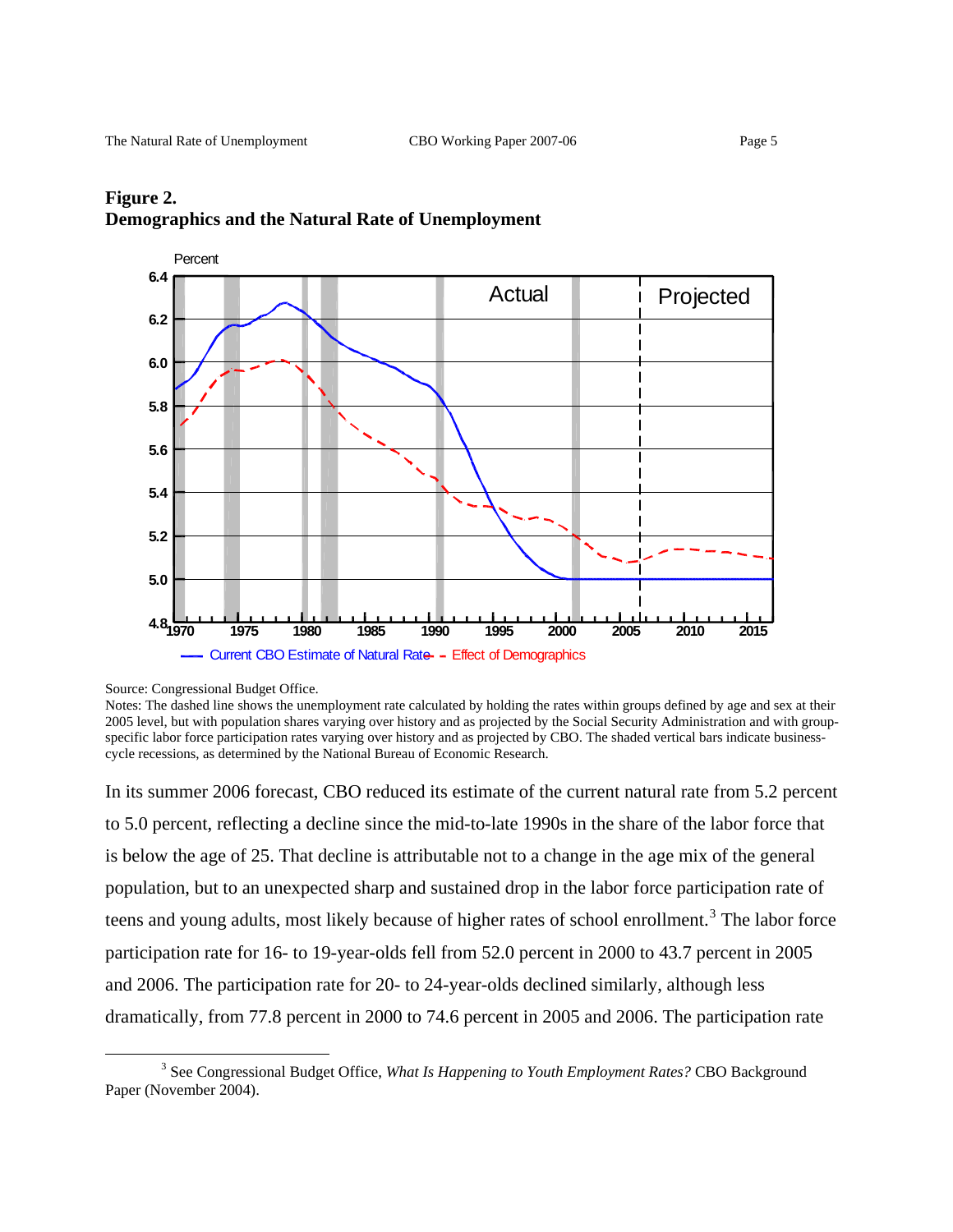**Figure 2.**
**Demographics and the Natural Rate of Unemployment**

Source: Congressional Budget Office.

Notes: The dashed line shows the unemployment rate calculated by holding the rates within groups defined by age and sex at their 2005 level, but with population shares varying over history and as projected by the Social Security Administration and with group-specific labor force participation rates varying over history and as projected by CBO. The shaded vertical bars indicate business-cycle recessions, as determined by the National Bureau of Economic Research.

In its summer 2006 forecast, CBO reduced its estimate of the current natural rate from 5.2 percent to 5.0 percent, reflecting a decline since the mid-to-late 1990s in the share of the labor force that is below the age of 25. That decline is attributable not to a change in the age mix of the general population, but to an unexpected sharp and sustained drop in the labor force participation rate of teens and young adults, most likely because of higher rates of school enrollment.[3] The labor force participation rate for 16- to 19-year-olds fell from 52.0 percent in 2000 to 43.7 percent in 2005 and 2006. The participation rate for 20- to 24-year-olds declined similarly, although less dramatically, from 77.8 percent in 2000 to 74.6 percent in 2005 and 2006. The participation rate

[3] See Congressional Budget Office, *What Is Happening to Youth Employment Rates?* CBO Background Paper (November 2004).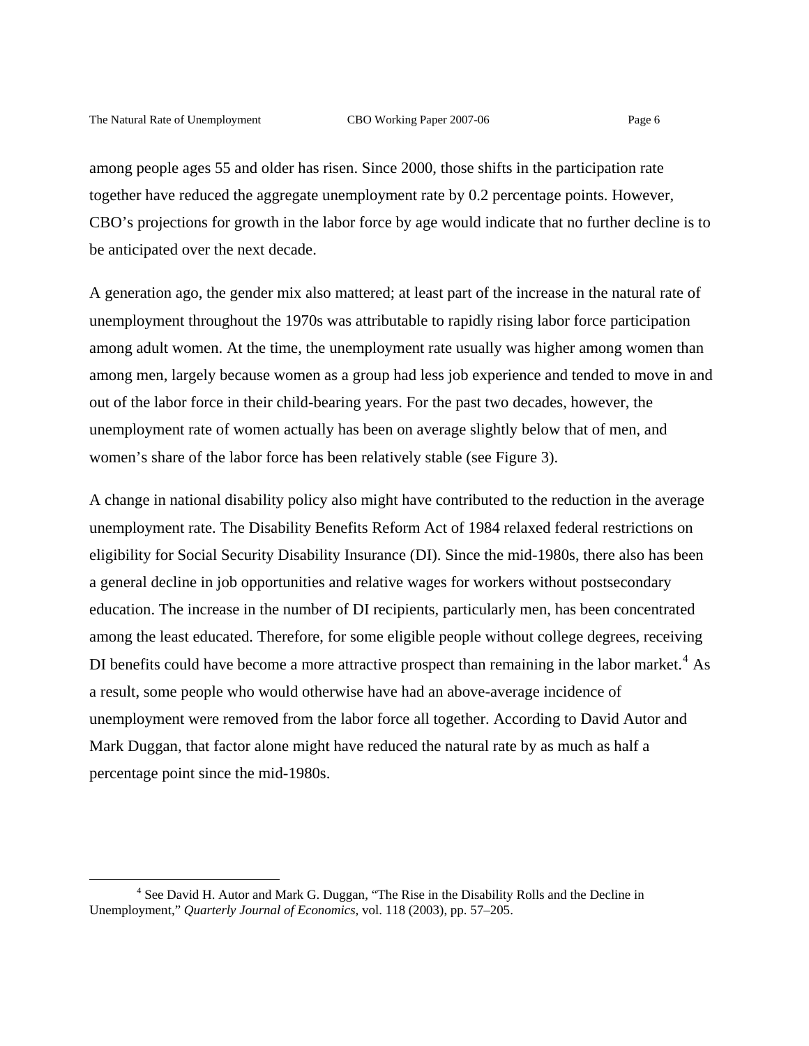among people ages 55 and older has risen. Since 2000, those shifts in the participation rate together have reduced the aggregate unemployment rate by 0.2 percentage points. However, CBO's projections for growth in the labor force by age would indicate that no further decline is to be anticipated over the next decade.

A generation ago, the gender mix also mattered; at least part of the increase in the natural rate of unemployment throughout the 1970s was attributable to rapidly rising labor force participation among adult women. At the time, the unemployment rate usually was higher among women than among men, largely because women as a group had less job experience and tended to move in and out of the labor force in their child-bearing years. For the past two decades, however, the unemployment rate of women actually has been on average slightly below that of men, and women's share of the labor force has been relatively stable (see Figure 3).

A change in national disability policy also might have contributed to the reduction in the average unemployment rate. The Disability Benefits Reform Act of 1984 relaxed federal restrictions on eligibility for Social Security Disability Insurance (DI). Since the mid-1980s, there also has been a general decline in job opportunities and relative wages for workers without postsecondary education. The increase in the number of DI recipients, particularly men, has been concentrated among the least educated. Therefore, for some eligible people without college degrees, receiving DI benefits could have become a more attractive prospect than remaining in the labor market.[4] As a result, some people who would otherwise have had an above-average incidence of unemployment were removed from the labor force all together. According to David Autor and Mark Duggan, that factor alone might have reduced the natural rate by as much as half a percentage point since the mid-1980s.

---

[4] See David H. Autor and Mark G. Duggan, "The Rise in the Disability Rolls and the Decline in Unemployment," *Quarterly Journal of Economics*, vol. 118 (2003), pp. 57–205.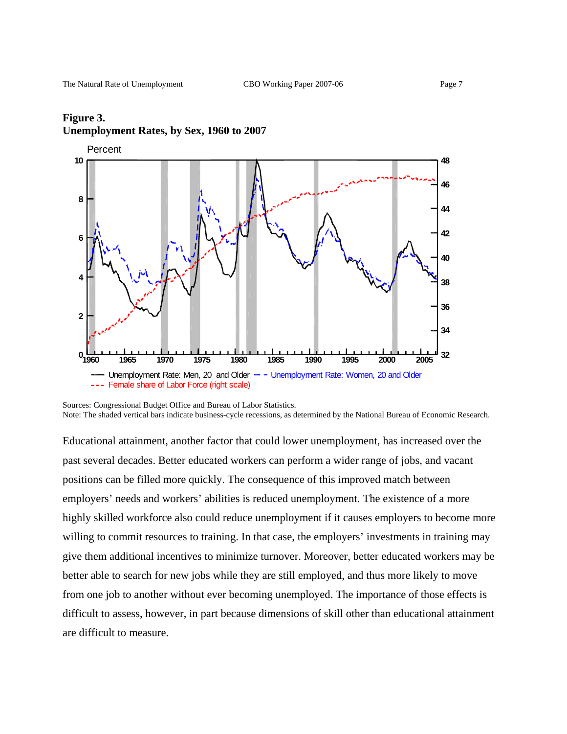**Figure 3.**
**Unemployment Rates, by Sex, 1960 to 2007**

Sources: Congressional Budget Office and Bureau of Labor Statistics.
Note: The shaded vertical bars indicate business-cycle recessions, as determined by the National Bureau of Economic Research.

Educational attainment, another factor that could lower unemployment, has increased over the past several decades. Better educated workers can perform a wider range of jobs, and vacant positions can be filled more quickly. The consequence of this improved match between employers' needs and workers' abilities is reduced unemployment. The existence of a more highly skilled workforce also could reduce unemployment if it causes employers to become more willing to commit resources to training. In that case, the employers' investments in training may give them additional incentives to minimize turnover. Moreover, better educated workers may be better able to search for new jobs while they are still employed, and thus more likely to move from one job to another without ever becoming unemployed. The importance of those effects is difficult to assess, however, in part because dimensions of skill other than educational attainment are difficult to measure.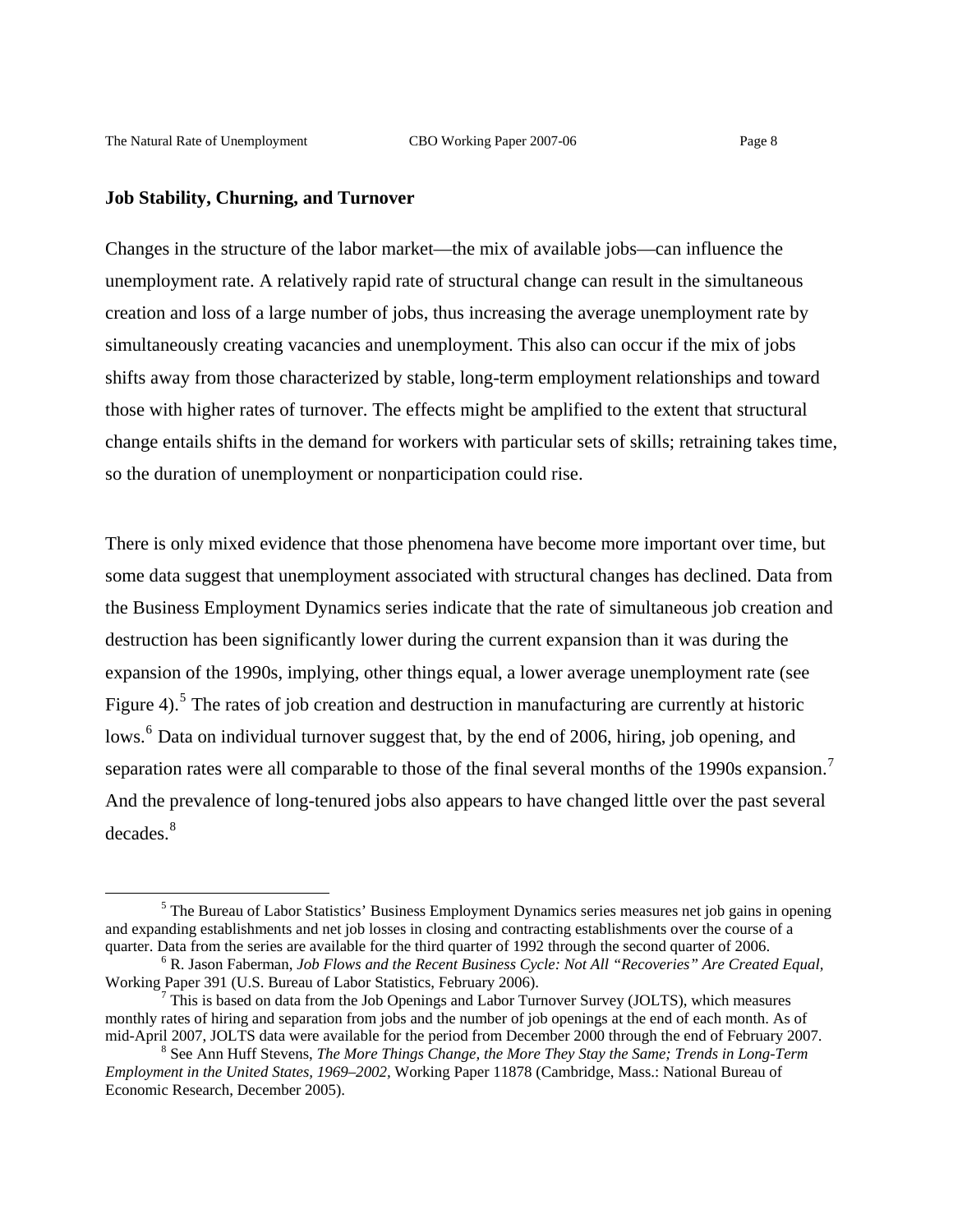**Job Stability, Churning, and Turnover**

Changes in the structure of the labor market—the mix of available jobs—can influence the unemployment rate. A relatively rapid rate of structural change can result in the simultaneous creation and loss of a large number of jobs, thus increasing the average unemployment rate by simultaneously creating vacancies and unemployment. This also can occur if the mix of jobs shifts away from those characterized by stable, long-term employment relationships and toward those with higher rates of turnover. The effects might be amplified to the extent that structural change entails shifts in the demand for workers with particular sets of skills; retraining takes time, so the duration of unemployment or nonparticipation could rise.

There is only mixed evidence that those phenomena have become more important over time, but some data suggest that unemployment associated with structural changes has declined. Data from the Business Employment Dynamics series indicate that the rate of simultaneous job creation and destruction has been significantly lower during the current expansion than it was during the expansion of the 1990s, implying, other things equal, a lower average unemployment rate (see Figure 4).[5] The rates of job creation and destruction in manufacturing are currently at historic lows.[6] Data on individual turnover suggest that, by the end of 2006, hiring, job opening, and separation rates were all comparable to those of the final several months of the 1990s expansion.[7] And the prevalence of long-tenured jobs also appears to have changed little over the past several decades.[8]

---

[5] The Bureau of Labor Statistics' Business Employment Dynamics series measures net job gains in opening and expanding establishments and net job losses in closing and contracting establishments over the course of a quarter. Data from the series are available for the third quarter of 1992 through the second quarter of 2006.

[6] R. Jason Faberman, *Job Flows and the Recent Business Cycle: Not All "Recoveries" Are Created Equal,* Working Paper 391 (U.S. Bureau of Labor Statistics, February 2006).

[7] This is based on data from the Job Openings and Labor Turnover Survey (JOLTS), which measures monthly rates of hiring and separation from jobs and the number of job openings at the end of each month. As of mid-April 2007, JOLTS data were available for the period from December 2000 through the end of February 2007.

[8] See Ann Huff Stevens, *The More Things Change, the More They Stay the Same; Trends in Long-Term Employment in the United States, 1969–2002*, Working Paper 11878 (Cambridge, Mass.: National Bureau of Economic Research, December 2005).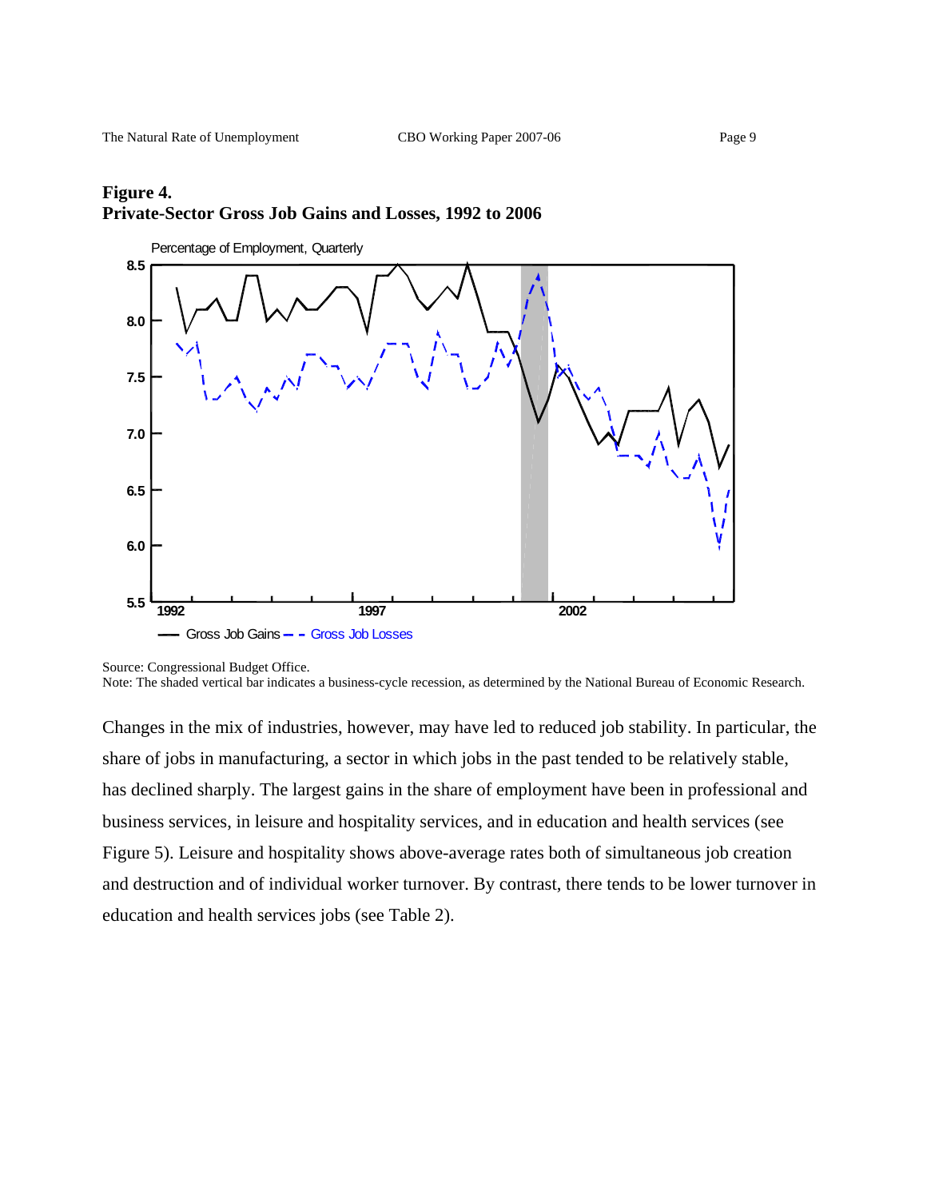**Figure 4.**
**Private-Sector Gross Job Gains and Losses, 1992 to 2006**

Source: Congressional Budget Office.
Note: The shaded vertical bar indicates a business-cycle recession, as determined by the National Bureau of Economic Research.

Changes in the mix of industries, however, may have led to reduced job stability. In particular, the share of jobs in manufacturing, a sector in which jobs in the past tended to be relatively stable, has declined sharply. The largest gains in the share of employment have been in professional and business services, in leisure and hospitality services, and in education and health services (see Figure 5). Leisure and hospitality shows above-average rates both of simultaneous job creation and destruction and of individual worker turnover. By contrast, there tends to be lower turnover in education and health services jobs (see Table 2).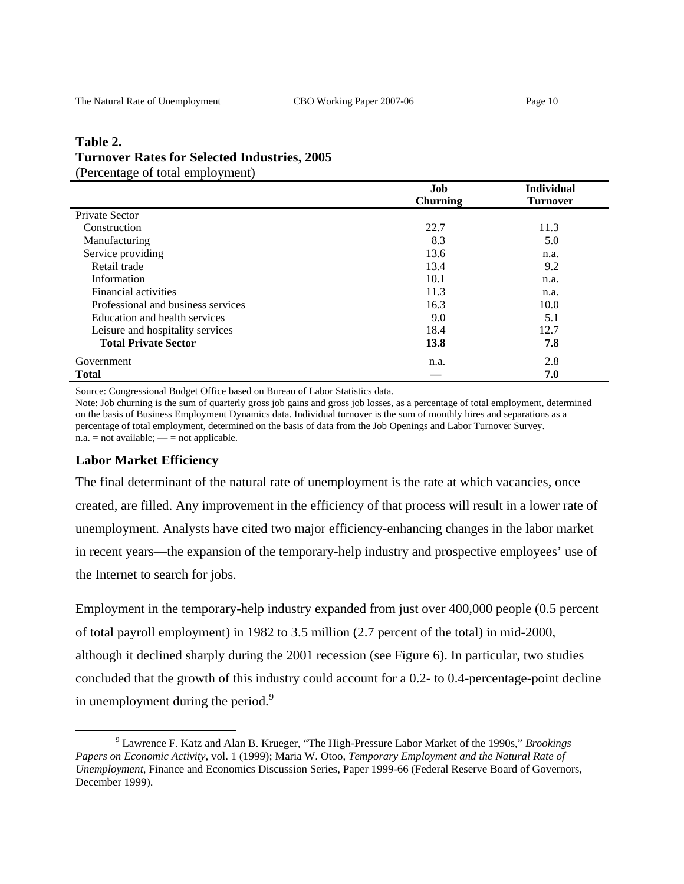**Table 2.**
**Turnover Rates for Selected Industries, 2005**
(Percentage of total employment)

| | Job Churning | Individual Turnover |
|---|---|---|
| Private Sector | | |
| Construction | 22.7 | 11.3 |
| Manufacturing | 8.3 | 5.0 |
| Service providing | 13.6 | n.a. |
| Retail trade | 13.4 | 9.2 |
| Information | 10.1 | n.a. |
| Financial activities | 11.3 | n.a. |
| Professional and business services | 16.3 | 10.0 |
| Education and health services | 9.0 | 5.1 |
| Leisure and hospitality services | 18.4 | 12.7 |
| **Total Private Sector** | **13.8** | **7.8** |
| Government | n.a. | 2.8 |
| **Total** | **—** | **7.0** |

Source: Congressional Budget Office based on Bureau of Labor Statistics data.
Note: Job churning is the sum of quarterly gross job gains and gross job losses, as a percentage of total employment, determined on the basis of Business Employment Dynamics data. Individual turnover is the sum of monthly hires and separations as a percentage of total employment, determined on the basis of data from the Job Openings and Labor Turnover Survey.
n.a. = not available; — = not applicable.

### Labor Market Efficiency

The final determinant of the natural rate of unemployment is the rate at which vacancies, once created, are filled. Any improvement in the efficiency of that process will result in a lower rate of unemployment. Analysts have cited two major efficiency-enhancing changes in the labor market in recent years—the expansion of the temporary-help industry and prospective employees' use of the Internet to search for jobs.

Employment in the temporary-help industry expanded from just over 400,000 people (0.5 percent of total payroll employment) in 1982 to 3.5 million (2.7 percent of the total) in mid-2000, although it declined sharply during the 2001 recession (see Figure 6). In particular, two studies concluded that the growth of this industry could account for a 0.2- to 0.4-percentage-point decline in unemployment during the period.[9]

[9] Lawrence F. Katz and Alan B. Krueger, "The High-Pressure Labor Market of the 1990s," *Brookings Papers on Economic Activity*, vol. 1 (1999); Maria W. Otoo, *Temporary Employment and the Natural Rate of Unemployment*, Finance and Economics Discussion Series, Paper 1999-66 (Federal Reserve Board of Governors, December 1999).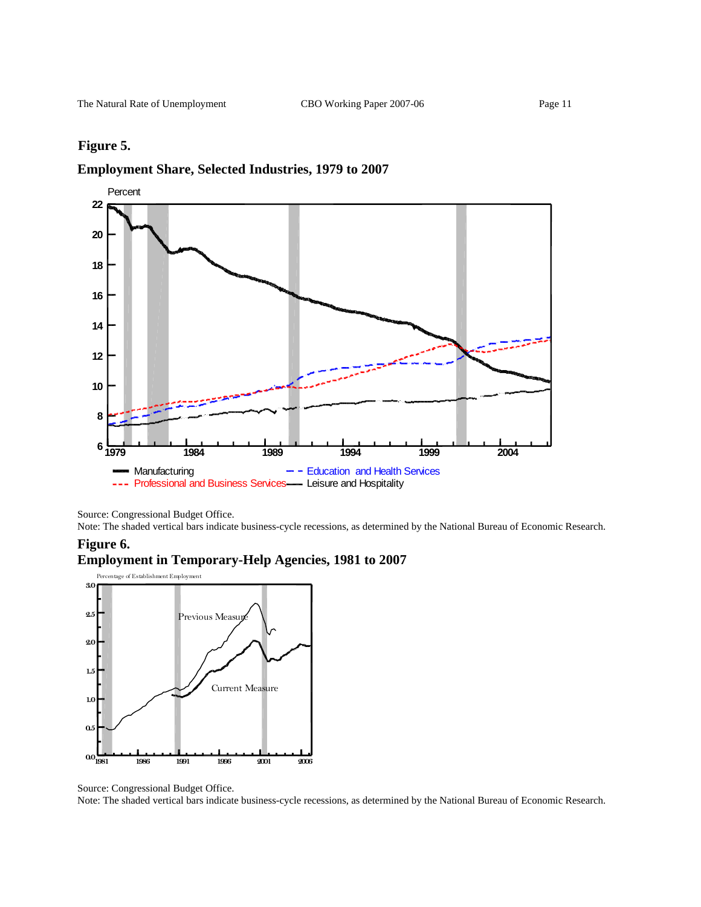**Figure 5.**

**Employment Share, Selected Industries, 1979 to 2007**

Source: Congressional Budget Office.

Note: The shaded vertical bars indicate business-cycle recessions, as determined by the National Bureau of Economic Research.

**Figure 6.**

**Employment in Temporary-Help Agencies, 1981 to 2007**

Source: Congressional Budget Office.

Note: The shaded vertical bars indicate business-cycle recessions, as determined by the National Bureau of Economic Research.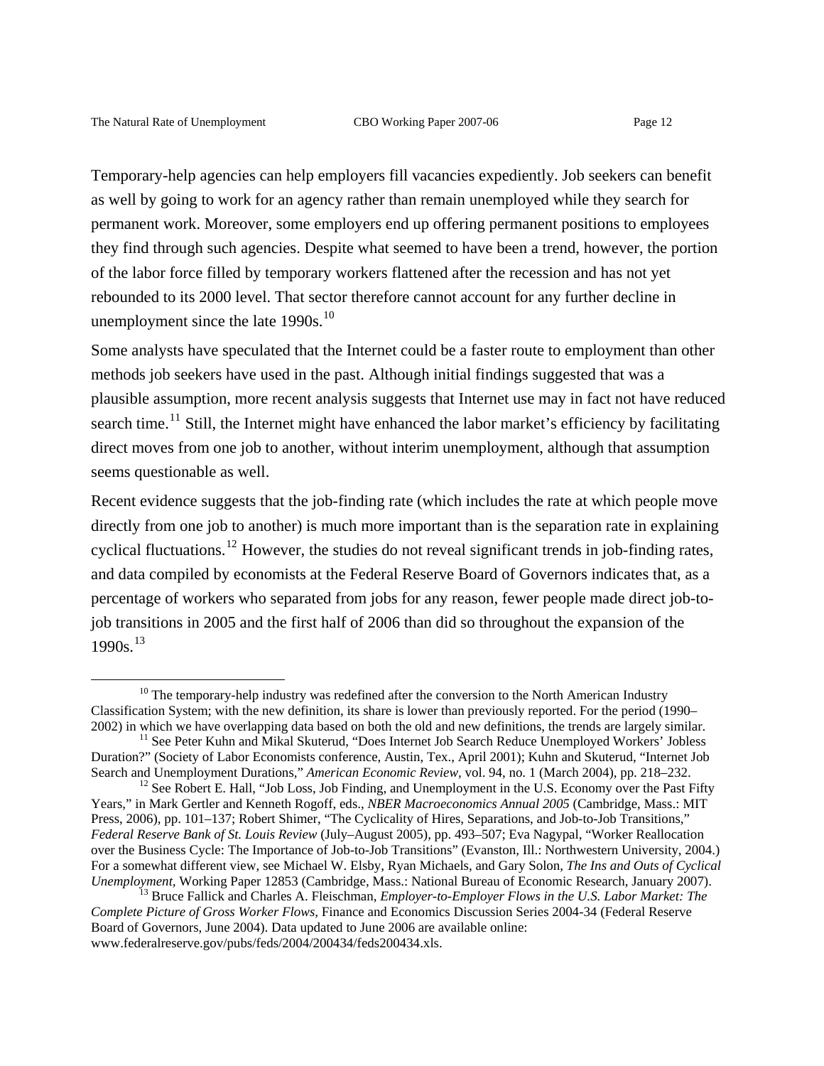Temporary-help agencies can help employers fill vacancies expediently. Job seekers can benefit as well by going to work for an agency rather than remain unemployed while they search for permanent work. Moreover, some employers end up offering permanent positions to employees they find through such agencies. Despite what seemed to have been a trend, however, the portion of the labor force filled by temporary workers flattened after the recession and has not yet rebounded to its 2000 level. That sector therefore cannot account for any further decline in unemployment since the late 1990s.[10]

Some analysts have speculated that the Internet could be a faster route to employment than other methods job seekers have used in the past. Although initial findings suggested that was a plausible assumption, more recent analysis suggests that Internet use may in fact not have reduced search time.[11] Still, the Internet might have enhanced the labor market's efficiency by facilitating direct moves from one job to another, without interim unemployment, although that assumption seems questionable as well.

Recent evidence suggests that the job-finding rate (which includes the rate at which people move directly from one job to another) is much more important than is the separation rate in explaining cyclical fluctuations.[12] However, the studies do not reveal significant trends in job-finding rates, and data compiled by economists at the Federal Reserve Board of Governors indicates that, as a percentage of workers who separated from jobs for any reason, fewer people made direct job-to-job transitions in 2005 and the first half of 2006 than did so throughout the expansion of the 1990s.[13]

---

[10] The temporary-help industry was redefined after the conversion to the North American Industry Classification System; with the new definition, its share is lower than previously reported. For the period (1990–2002) in which we have overlapping data based on both the old and new definitions, the trends are largely similar.

[11] See Peter Kuhn and Mikal Skuterud, "Does Internet Job Search Reduce Unemployed Workers' Jobless Duration?" (Society of Labor Economists conference, Austin, Tex., April 2001); Kuhn and Skuterud, "Internet Job Search and Unemployment Durations," *American Economic Review*, vol. 94, no. 1 (March 2004), pp. 218–232.

[12] See Robert E. Hall, "Job Loss, Job Finding, and Unemployment in the U.S. Economy over the Past Fifty Years," in Mark Gertler and Kenneth Rogoff, eds., *NBER Macroeconomics Annual 2005* (Cambridge, Mass.: MIT Press, 2006), pp. 101–137; Robert Shimer, "The Cyclicality of Hires, Separations, and Job-to-Job Transitions," *Federal Reserve Bank of St. Louis Review* (July–August 2005), pp. 493–507; Eva Nagypal, "Worker Reallocation over the Business Cycle: The Importance of Job-to-Job Transitions" (Evanston, Ill.: Northwestern University, 2004.) For a somewhat different view, see Michael W. Elsby, Ryan Michaels, and Gary Solon, *The Ins and Outs of Cyclical Unemployment*, Working Paper 12853 (Cambridge, Mass.: National Bureau of Economic Research, January 2007).

[13] Bruce Fallick and Charles A. Fleischman, *Employer-to-Employer Flows in the U.S. Labor Market: The Complete Picture of Gross Worker Flows*, Finance and Economics Discussion Series 2004-34 (Federal Reserve Board of Governors, June 2004). Data updated to June 2006 are available online: www.federalreserve.gov/pubs/feds/2004/200434/feds200434.xls.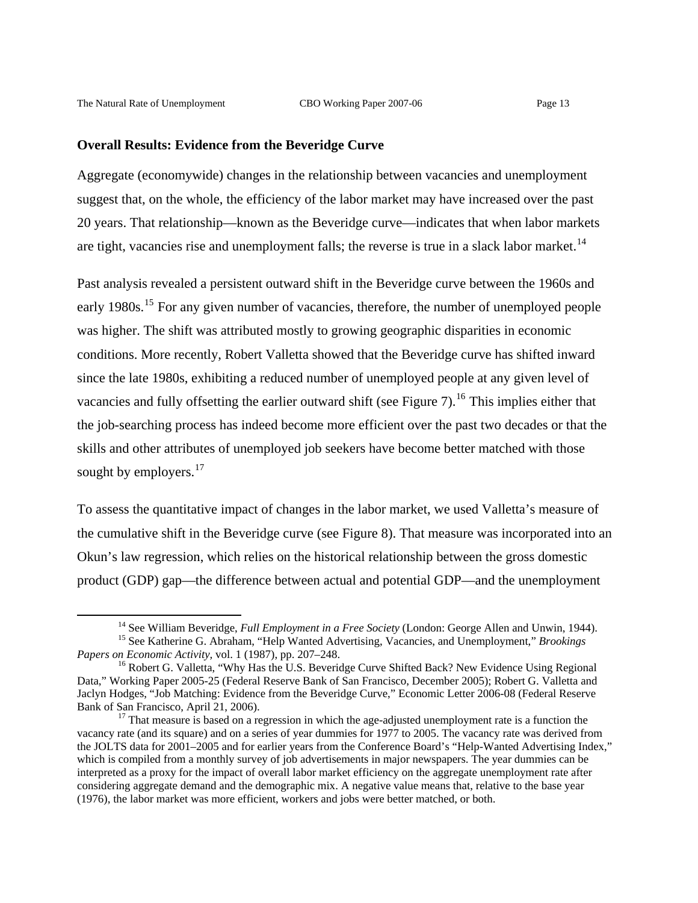**Overall Results: Evidence from the Beveridge Curve**

Aggregate (economywide) changes in the relationship between vacancies and unemployment suggest that, on the whole, the efficiency of the labor market may have increased over the past 20 years. That relationship—known as the Beveridge curve—indicates that when labor markets are tight, vacancies rise and unemployment falls; the reverse is true in a slack labor market.[14]

Past analysis revealed a persistent outward shift in the Beveridge curve between the 1960s and early 1980s.[15] For any given number of vacancies, therefore, the number of unemployed people was higher. The shift was attributed mostly to growing geographic disparities in economic conditions. More recently, Robert Valletta showed that the Beveridge curve has shifted inward since the late 1980s, exhibiting a reduced number of unemployed people at any given level of vacancies and fully offsetting the earlier outward shift (see Figure 7).[16] This implies either that the job-searching process has indeed become more efficient over the past two decades or that the skills and other attributes of unemployed job seekers have become better matched with those sought by employers.[17]

To assess the quantitative impact of changes in the labor market, we used Valletta's measure of the cumulative shift in the Beveridge curve (see Figure 8). That measure was incorporated into an Okun's law regression, which relies on the historical relationship between the gross domestic product (GDP) gap—the difference between actual and potential GDP—and the unemployment

---

[14] See William Beveridge, *Full Employment in a Free Society* (London: George Allen and Unwin, 1944).

[15] See Katherine G. Abraham, "Help Wanted Advertising, Vacancies, and Unemployment," *Brookings Papers on Economic Activity*, vol. 1 (1987), pp. 207–248.

[16] Robert G. Valletta, "Why Has the U.S. Beveridge Curve Shifted Back? New Evidence Using Regional Data," Working Paper 2005-25 (Federal Reserve Bank of San Francisco, December 2005); Robert G. Valletta and Jaclyn Hodges, "Job Matching: Evidence from the Beveridge Curve," Economic Letter 2006-08 (Federal Reserve Bank of San Francisco, April 21, 2006).

[17] That measure is based on a regression in which the age-adjusted unemployment rate is a function the vacancy rate (and its square) and on a series of year dummies for 1977 to 2005. The vacancy rate was derived from the JOLTS data for 2001–2005 and for earlier years from the Conference Board's "Help-Wanted Advertising Index," which is compiled from a monthly survey of job advertisements in major newspapers. The year dummies can be interpreted as a proxy for the impact of overall labor market efficiency on the aggregate unemployment rate after considering aggregate demand and the demographic mix. A negative value means that, relative to the base year (1976), the labor market was more efficient, workers and jobs were better matched, or both.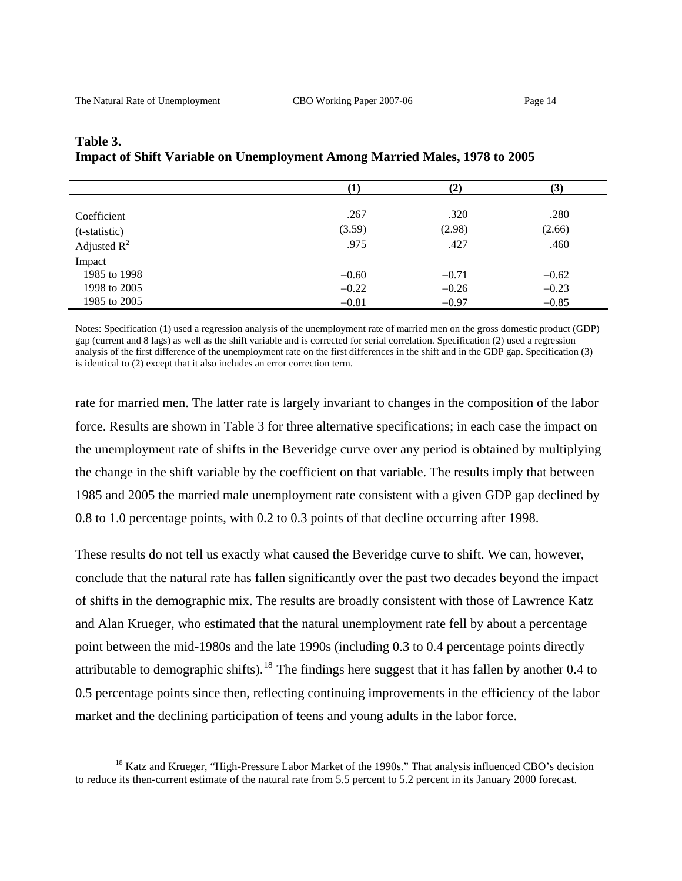**Table 3.**
**Impact of Shift Variable on Unemployment Among Married Males, 1978 to 2005**

| | (1) | (2) | (3) |
|---|---|---|---|
| Coefficient | .267 | .320 | .280 |
| (t-statistic) | (3.59) | (2.98) | (2.66) |
| Adjusted $R^2$ | .975 | .427 | .460 |
| Impact | | | |
| 1985 to 1998 | −0.60 | −0.71 | −0.62 |
| 1998 to 2005 | −0.22 | −0.26 | −0.23 |
| 1985 to 2005 | −0.81 | −0.97 | −0.85 |

Notes: Specification (1) used a regression analysis of the unemployment rate of married men on the gross domestic product (GDP) gap (current and 8 lags) as well as the shift variable and is corrected for serial correlation. Specification (2) used a regression analysis of the first difference of the unemployment rate on the first differences in the shift and in the GDP gap. Specification (3) is identical to (2) except that it also includes an error correction term.

rate for married men. The latter rate is largely invariant to changes in the composition of the labor force. Results are shown in Table 3 for three alternative specifications; in each case the impact on the unemployment rate of shifts in the Beveridge curve over any period is obtained by multiplying the change in the shift variable by the coefficient on that variable. The results imply that between 1985 and 2005 the married male unemployment rate consistent with a given GDP gap declined by 0.8 to 1.0 percentage points, with 0.2 to 0.3 points of that decline occurring after 1998.

These results do not tell us exactly what caused the Beveridge curve to shift. We can, however, conclude that the natural rate has fallen significantly over the past two decades beyond the impact of shifts in the demographic mix. The results are broadly consistent with those of Lawrence Katz and Alan Krueger, who estimated that the natural unemployment rate fell by about a percentage point between the mid-1980s and the late 1990s (including 0.3 to 0.4 percentage points directly attributable to demographic shifts).[18] The findings here suggest that it has fallen by another 0.4 to 0.5 percentage points since then, reflecting continuing improvements in the efficiency of the labor market and the declining participation of teens and young adults in the labor force.

[18] Katz and Krueger, "High-Pressure Labor Market of the 1990s." That analysis influenced CBO's decision to reduce its then-current estimate of the natural rate from 5.5 percent to 5.2 percent in its January 2000 forecast.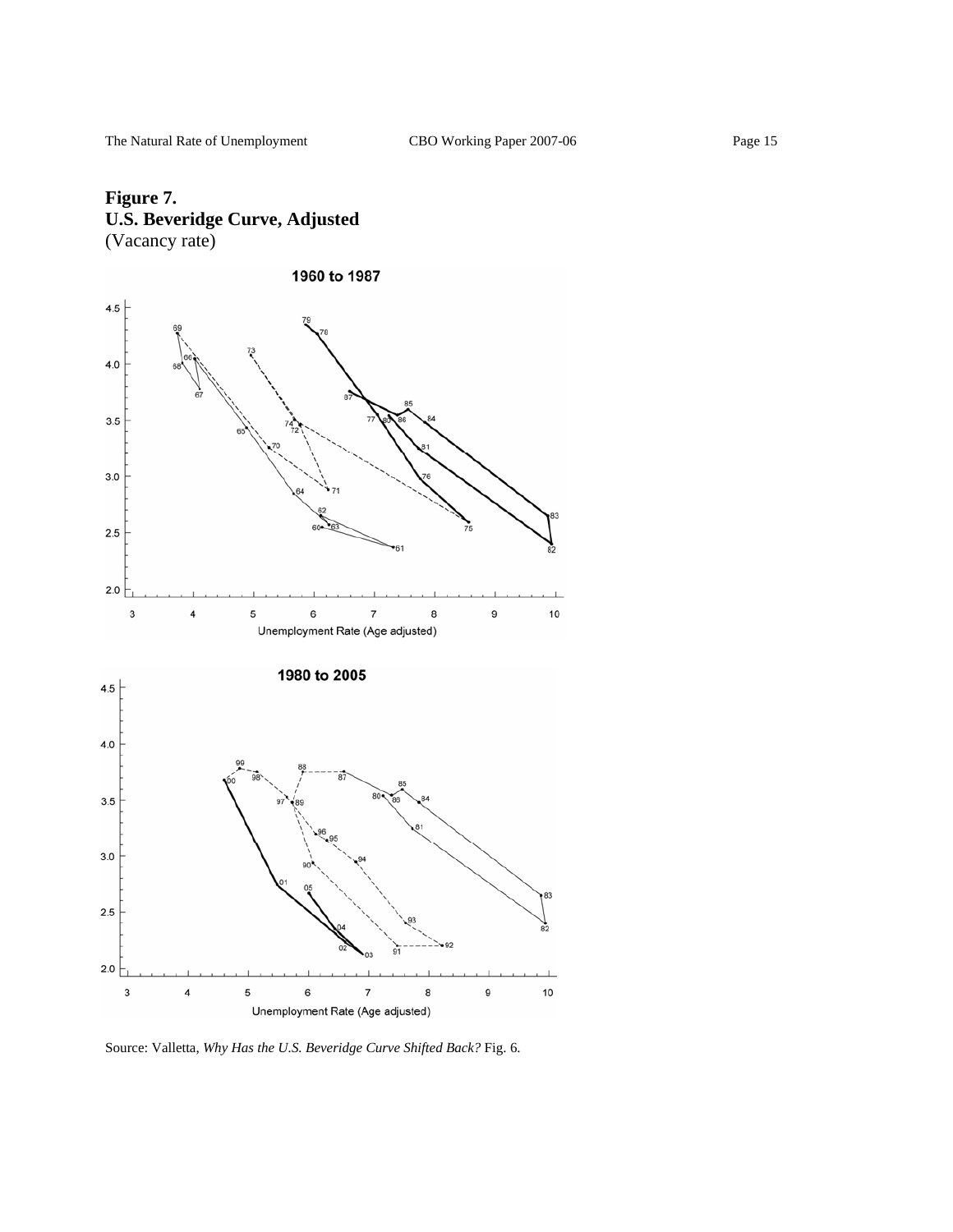**Figure 7.**
**U.S. Beveridge Curve, Adjusted**
(Vacancy rate)

**1960 to 1987**

**1980 to 2005**

Unemployment Rate (Age adjusted)

Source: Valletta, *Why Has the U.S. Beveridge Curve Shifted Back?* Fig. 6.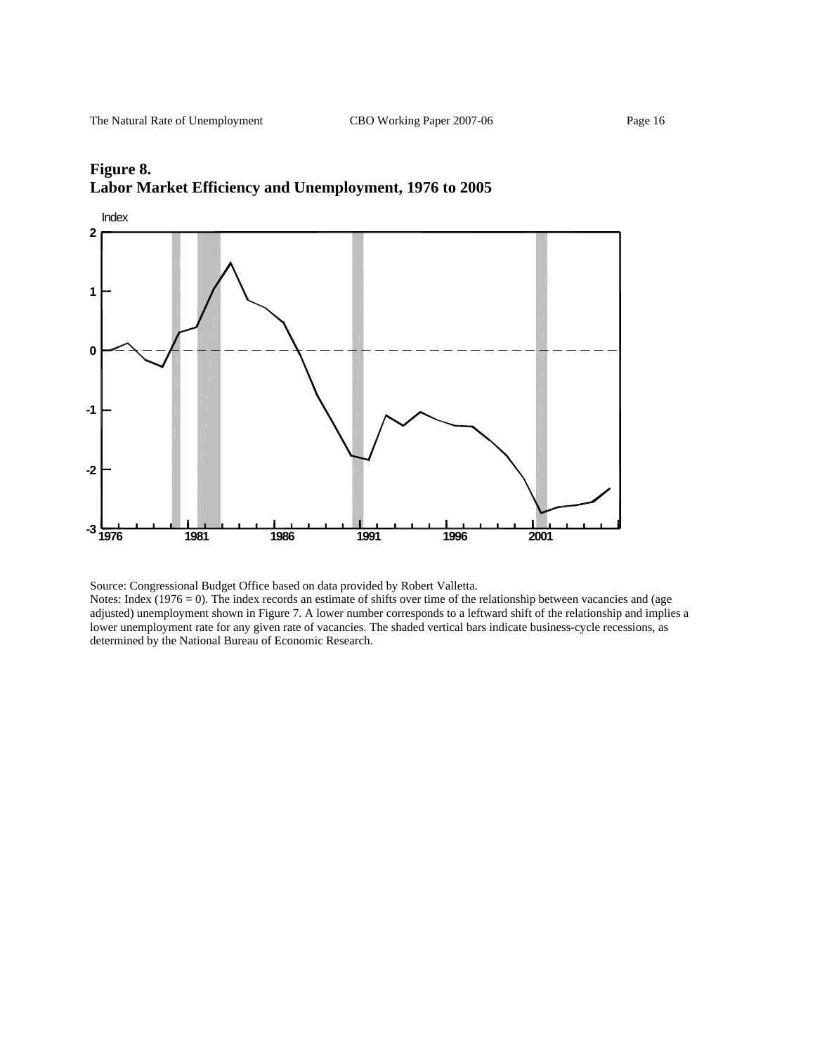**Figure 8.**
**Labor Market Efficiency and Unemployment, 1976 to 2005**

Index

2

1

0

-1

-2

-3

1976 1981 1986 1991 1996 2001

Source: Congressional Budget Office based on data provided by Robert Valletta.
Notes: Index (1976 = 0). The index records an estimate of shifts over time of the relationship between vacancies and (age adjusted) unemployment shown in Figure 7. A lower number corresponds to a leftward shift of the relationship and implies a lower unemployment rate for any given rate of vacancies. The shaded vertical bars indicate business-cycle recessions, as determined by the National Bureau of Economic Research.